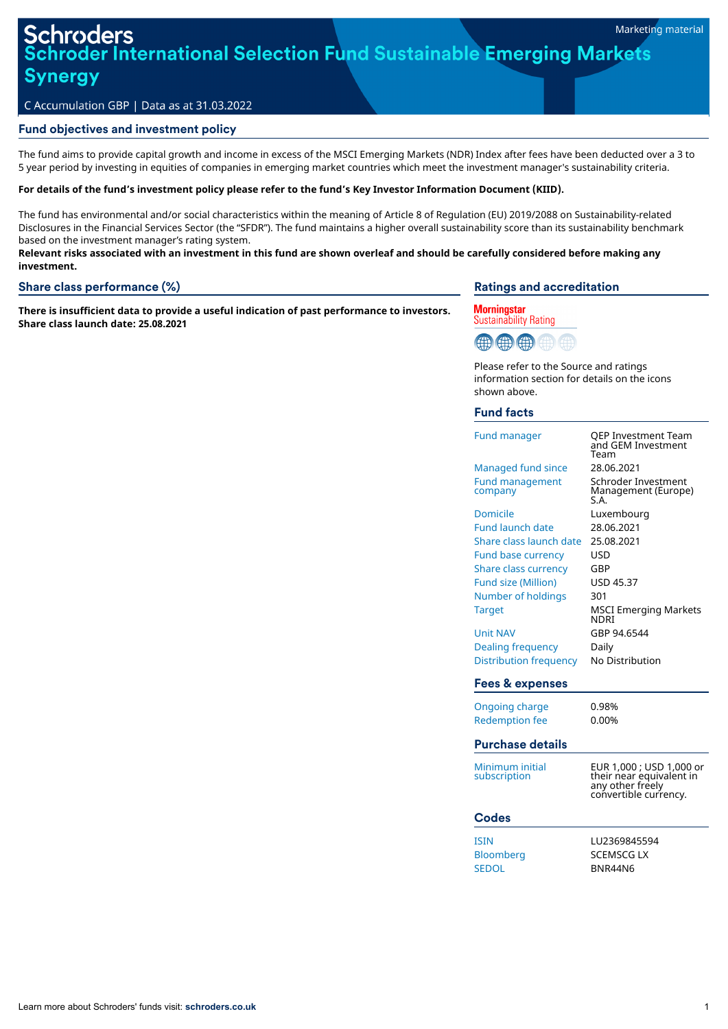Schroders

# Schroder International Selection Fund Sustainable Emerging Markets Synergy

Marketing material

C Accumulation GBP | Data as at 31.03.2022

## Fund objectives and investment policy

The fund aims to provide capital growth and income in excess of the MSCI Emerging Markets (NDR) Index after fees have been deducted over a 3 to 5 year period by investing in equities of companies in emerging market countries which meet the investment manager's sustainability criteria.

**For details of the fund's investment policy please refer to the fund's Key Investor Information Document (KIID).**

The fund has environmental and/or social characteristics within the meaning of Article 8 of Regulation (EU) 2019/2088 on Sustainability-related Disclosures in the Financial Services Sector (the "SFDR"). The fund maintains a higher overall sustainability score than its sustainability benchmark based on the investment manager's rating system.

**Relevant risks associated with an investment in this fund are shown overleaf and should be carefully considered before making any investment.**

## Share class performance (%)

**There is insufficient data to provide a useful indication of past performance to investors.**
**Share class launch date: 25.08.2021**

## Ratings and accreditation

Morningstar Sustainability Rating

Please refer to the Source and ratings information section for details on the icons shown above.

## Fund facts

| | |
|---|---|
| Fund manager | QEP Investment Team and GEM Investment Team |
| Managed fund since | 28.06.2021 |
| Fund management company | Schroder Investment Management (Europe) S.A. |
| Domicile | Luxembourg |
| Fund launch date | 28.06.2021 |
| Share class launch date | 25.08.2021 |
| Fund base currency | USD |
| Share class currency | GBP |
| Fund size (Million) | USD 45.37 |
| Number of holdings | 301 |
| Target | MSCI Emerging Markets NDRI |
| Unit NAV | GBP 94.6544 |
| Dealing frequency | Daily |
| Distribution frequency | No Distribution |

## Fees & expenses

| | |
|---|---|
| Ongoing charge | 0.98% |
| Redemption fee | 0.00% |

## Purchase details

| | |
|---|---|
| Minimum initial subscription | EUR 1,000 ; USD 1,000 or their near equivalent in any other freely convertible currency. |

## Codes

| | |
|---|---|
| ISIN | LU2369845594 |
| Bloomberg | SCEMSCG LX |
| SEDOL | BNR44N6 |

Learn more about Schroders' funds visit: **schroders.co.uk**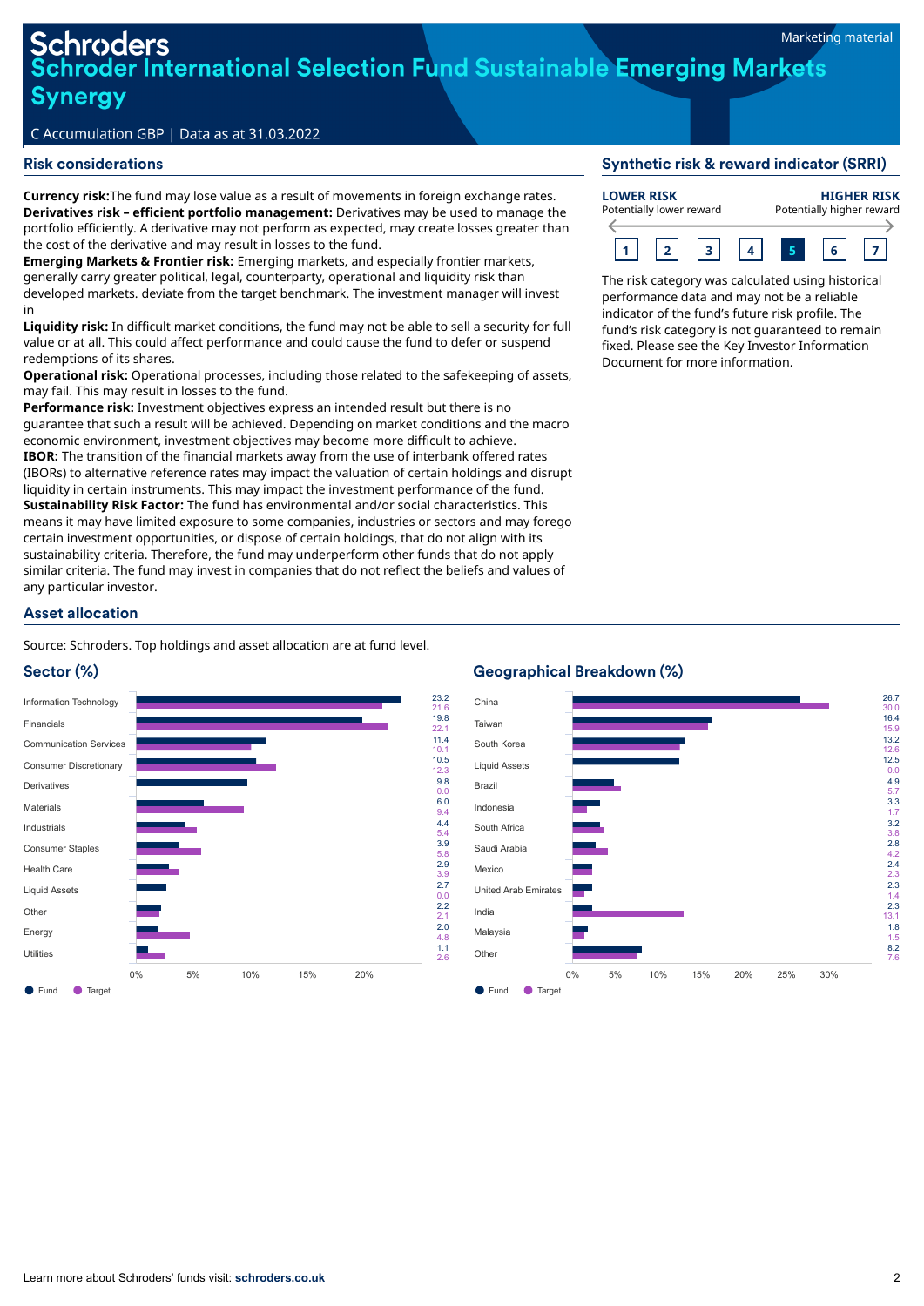# Schroder International Selection Fund Sustainable Emerging Markets Synergy

C Accumulation GBP | Data as at 31.03.2022

Marketing material

## Risk considerations

**Currency risk:**The fund may lose value as a result of movements in foreign exchange rates.
**Derivatives risk – efficient portfolio management:** Derivatives may be used to manage the portfolio efficiently. A derivative may not perform as expected, may create losses greater than the cost of the derivative and may result in losses to the fund.
**Emerging Markets & Frontier risk:** Emerging markets, and especially frontier markets, generally carry greater political, legal, counterparty, operational and liquidity risk than developed markets. deviate from the target benchmark. The investment manager will invest in
**Liquidity risk:** In difficult market conditions, the fund may not be able to sell a security for full value or at all. This could affect performance and could cause the fund to defer or suspend redemptions of its shares.
**Operational risk:** Operational processes, including those related to the safekeeping of assets, may fail. This may result in losses to the fund.
**Performance risk:** Investment objectives express an intended result but there is no guarantee that such a result will be achieved. Depending on market conditions and the macro economic environment, investment objectives may become more difficult to achieve.
**IBOR:** The transition of the financial markets away from the use of interbank offered rates (IBORs) to alternative reference rates may impact the valuation of certain holdings and disrupt liquidity in certain instruments. This may impact the investment performance of the fund.
**Sustainability Risk Factor:** The fund has environmental and/or social characteristics. This means it may have limited exposure to some companies, industries or sectors and may forego certain investment opportunities, or dispose of certain holdings, that do not align with its sustainability criteria. Therefore, the fund may underperform other funds that do not apply similar criteria. The fund may invest in companies that do not reflect the beliefs and values of any particular investor.

## Synthetic risk & reward indicator (SRRI)

**LOWER RISK** Potentially lower reward — **HIGHER RISK** Potentially higher reward

1 | 2 | 3 | 4 | **5** | 6 | 7

The risk category was calculated using historical performance data and may not be a reliable indicator of the fund's future risk profile. The fund's risk category is not guaranteed to remain fixed. Please see the Key Investor Information Document for more information.

## Asset allocation

Source: Schroders. Top holdings and asset allocation are at fund level.

### Sector (%)

| Sector | Fund | Target |
|---|---|---|
| Information Technology | 23.2 | 21.6 |
| Financials | 19.8 | 22.1 |
| Communication Services | 11.4 | 10.1 |
| Consumer Discretionary | 10.5 | 12.3 |
| Derivatives | 9.8 | 0.0 |
| Materials | 6.0 | 9.4 |
| Industrials | 4.4 | 5.4 |
| Consumer Staples | 3.9 | 5.8 |
| Health Care | 2.9 | 3.9 |
| Liquid Assets | 2.7 | 0.0 |
| Other | 2.2 | 2.1 |
| Energy | 2.0 | 4.8 |
| Utilities | 1.1 | 2.6 |

### Geographical Breakdown (%)

| Country | Fund | Target |
|---|---|---|
| China | 26.7 | 30.0 |
| Taiwan | 16.4 | 15.9 |
| South Korea | 13.2 | 12.6 |
| Liquid Assets | 12.5 | 0.0 |
| Brazil | 4.9 | 5.7 |
| Indonesia | 3.3 | 1.7 |
| South Africa | 3.2 | 3.8 |
| Saudi Arabia | 2.8 | 4.2 |
| Mexico | 2.4 | 2.3 |
| United Arab Emirates | 2.3 | 1.4 |
| India | 2.3 | 13.1 |
| Malaysia | 1.8 | 1.5 |
| Other | 8.2 | 7.6 |

Learn more about Schroders' funds visit: **schroders.co.uk**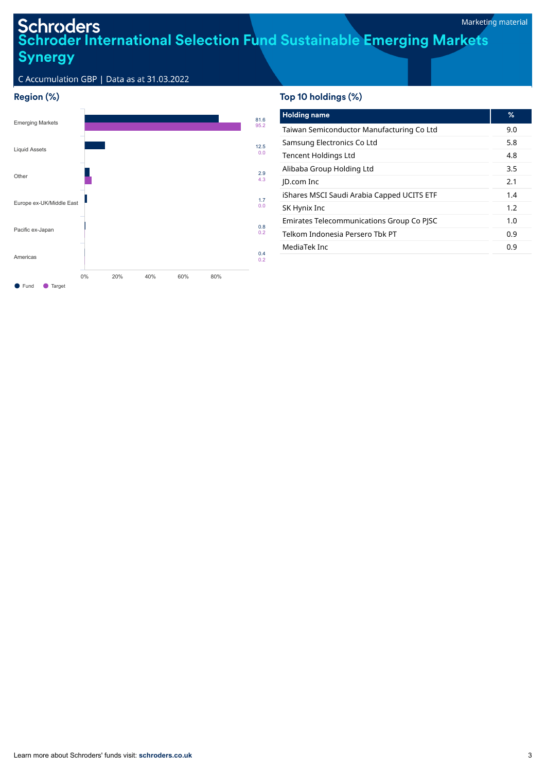Schroders

# Schroder International Selection Fund Sustainable Emerging Markets Synergy

C Accumulation GBP | Data as at 31.03.2022

## Region (%)

| Region | Fund | Target |
|---|---|---|
| Emerging Markets | 81.6 | 95.2 |
| Liquid Assets | 12.5 | 0.0 |
| Other | 2.9 | 4.3 |
| Europe ex-UK/Middle East | 1.7 | 0.0 |
| Pacific ex-Japan | 0.8 | 0.2 |
| Americas | 0.4 | 0.2 |

## Top 10 holdings (%)

| Holding name | % |
|---|---|
| Taiwan Semiconductor Manufacturing Co Ltd | 9.0 |
| Samsung Electronics Co Ltd | 5.8 |
| Tencent Holdings Ltd | 4.8 |
| Alibaba Group Holding Ltd | 3.5 |
| JD.com Inc | 2.1 |
| iShares MSCI Saudi Arabia Capped UCITS ETF | 1.4 |
| SK Hynix Inc | 1.2 |
| Emirates Telecommunications Group Co PJSC | 1.0 |
| Telkom Indonesia Persero Tbk PT | 0.9 |
| MediaTek Inc | 0.9 |

Learn more about Schroders' funds visit: **schroders.co.uk**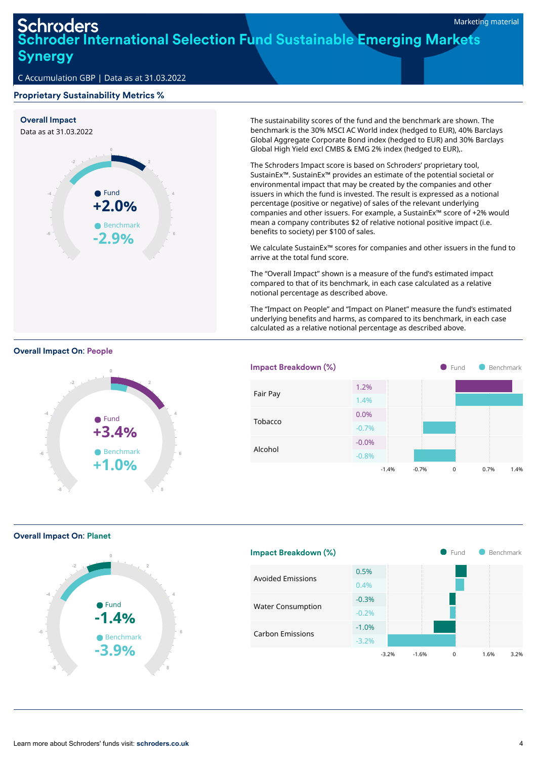Marketing material

# Schroder International Selection Fund Sustainable Emerging Markets Synergy

C Accumulation GBP | Data as at 31.03.2022

## Proprietary Sustainability Metrics %

### Overall Impact

Data as at 31.03.2022

Fund **+2.0%**

Benchmark **-2.9%**

The sustainability scores of the fund and the benchmark are shown. The benchmark is the 30% MSCI AC World index (hedged to EUR), 40% Barclays Global Aggregate Corporate Bond index (hedged to EUR) and 30% Barclays Global High Yield excl CMBS & EMG 2% index (hedged to EUR),.

The Schroders Impact score is based on Schroders' proprietary tool, SustainEx™. SustainEx™ provides an estimate of the potential societal or environmental impact that may be created by the companies and other issuers in which the fund is invested. The result is expressed as a notional percentage (positive or negative) of sales of the relevant underlying companies and other issuers. For example, a SustainEx™ score of +2% would mean a company contributes $2 of relative notional positive impact (i.e. benefits to society) per $100 of sales.

We calculate SustainEx™ scores for companies and other issuers in the fund to arrive at the total fund score.

The "Overall Impact" shown is a measure of the fund's estimated impact compared to that of its benchmark, in each case calculated as a relative notional percentage as described above.

The "Impact on People" and "Impact on Planet" measure the fund's estimated underlying benefits and harms, as compared to its benchmark, in each case calculated as a relative notional percentage as described above.

### Overall Impact On: People

Fund **+3.4%**

Benchmark **+1.0%**

**Impact Breakdown (%)**

| | Fund | Benchmark |
|---|---|---|
| Fair Pay | 1.2% | 1.4% |
| Tobacco | 0.0% | -0.7% |
| Alcohol | -0.0% | -0.8% |

### Overall Impact On: Planet

Fund **-1.4%**

Benchmark **-3.9%**

**Impact Breakdown (%)**

| | Fund | Benchmark |
|---|---|---|
| Avoided Emissions | 0.5% | 0.4% |
| Water Consumption | -0.3% | -0.2% |
| Carbon Emissions | -1.0% | -3.2% |

Learn more about Schroders' funds visit: **schroders.co.uk**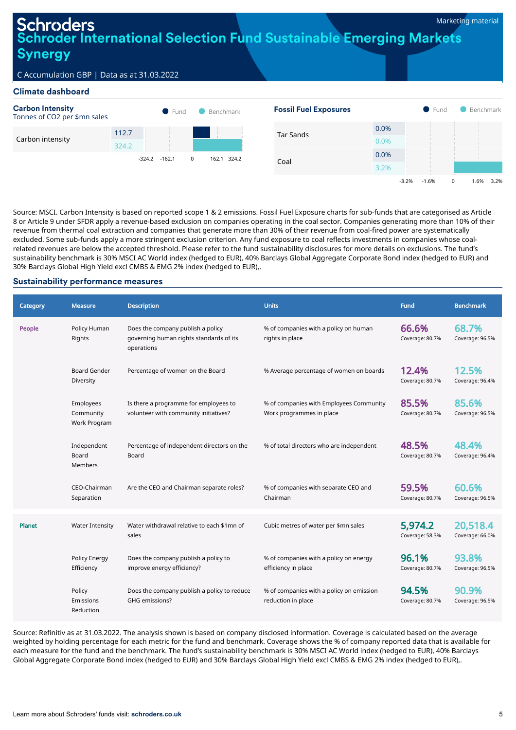Marketing material

# Schroders

# Schroder International Selection Fund Sustainable Emerging Markets Synergy

C Accumulation GBP | Data as at 31.03.2022

## Climate dashboard

### Carbon Intensity

Tonnes of CO2 per $mn sales

| | Fund | Benchmark |
|---|---|---|
| Carbon intensity | 112.7 | 324.2 |

### Fossil Fuel Exposures

| | Fund | Benchmark |
|---|---|---|
| Tar Sands | 0.0% | 0.0% |
| Coal | 0.0% | 3.2% |

Source: MSCI. Carbon Intensity is based on reported scope 1 & 2 emissions. Fossil Fuel Exposure charts for sub-funds that are categorised as Article 8 or Article 9 under SFDR apply a revenue-based exclusion on companies operating in the coal sector. Companies generating more than 10% of their revenue from thermal coal extraction and companies that generate more than 30% of their revenue from coal-fired power are systematically excluded. Some sub-funds apply a more stringent exclusion criterion. Any fund exposure to coal reflects investments in companies whose coal-related revenues are below the accepted threshold. Please refer to the fund sustainability disclosures for more details on exclusions. The fund's sustainability benchmark is 30% MSCI AC World index (hedged to EUR), 40% Barclays Global Aggregate Corporate Bond index (hedged to EUR) and 30% Barclays Global High Yield excl CMBS & EMG 2% index (hedged to EUR),.

## Sustainability performance measures

| Category | Measure | Description | Units | Fund | Benchmark |
|---|---|---|---|---|---|
| People | Policy Human Rights | Does the company publish a policy governing human rights standards of its operations | % of companies with a policy on human rights in place | 66.6% Coverage: 80.7% | 68.7% Coverage: 96.5% |
| | Board Gender Diversity | Percentage of women on the Board | % Average percentage of women on boards | 12.4% Coverage: 80.7% | 12.5% Coverage: 96.4% |
| | Employees Community Work Program | Is there a programme for employees to volunteer with community initiatives? | % of companies with Employees Community Work programmes in place | 85.5% Coverage: 80.7% | 85.6% Coverage: 96.5% |
| | Independent Board Members | Percentage of independent directors on the Board | % of total directors who are independent | 48.5% Coverage: 80.7% | 48.4% Coverage: 96.4% |
| | CEO-Chairman Separation | Are the CEO and Chairman separate roles? | % of companies with separate CEO and Chairman | 59.5% Coverage: 80.7% | 60.6% Coverage: 96.5% |
| Planet | Water Intensity | Water withdrawal relative to each $1mn of sales | Cubic metres of water per $mn sales | 5,974.2 Coverage: 58.3% | 20,518.4 Coverage: 66.0% |
| | Policy Energy Efficiency | Does the company publish a policy to improve energy efficiency? | % of companies with a policy on energy efficiency in place | 96.1% Coverage: 80.7% | 93.8% Coverage: 96.5% |
| | Policy Emissions Reduction | Does the company publish a policy to reduce GHG emissions? | % of companies with a policy on emission reduction in place | 94.5% Coverage: 80.7% | 90.9% Coverage: 96.5% |

Source: Refinitiv as at 31.03.2022. The analysis shown is based on company disclosed information. Coverage is calculated based on the average weighted by holding percentage for each metric for the fund and benchmark. Coverage shows the % of company reported data that is available for each measure for the fund and the benchmark. The fund's sustainability benchmark is 30% MSCI AC World index (hedged to EUR), 40% Barclays Global Aggregate Corporate Bond index (hedged to EUR) and 30% Barclays Global High Yield excl CMBS & EMG 2% index (hedged to EUR),.

Learn more about Schroders' funds visit: **schroders.co.uk**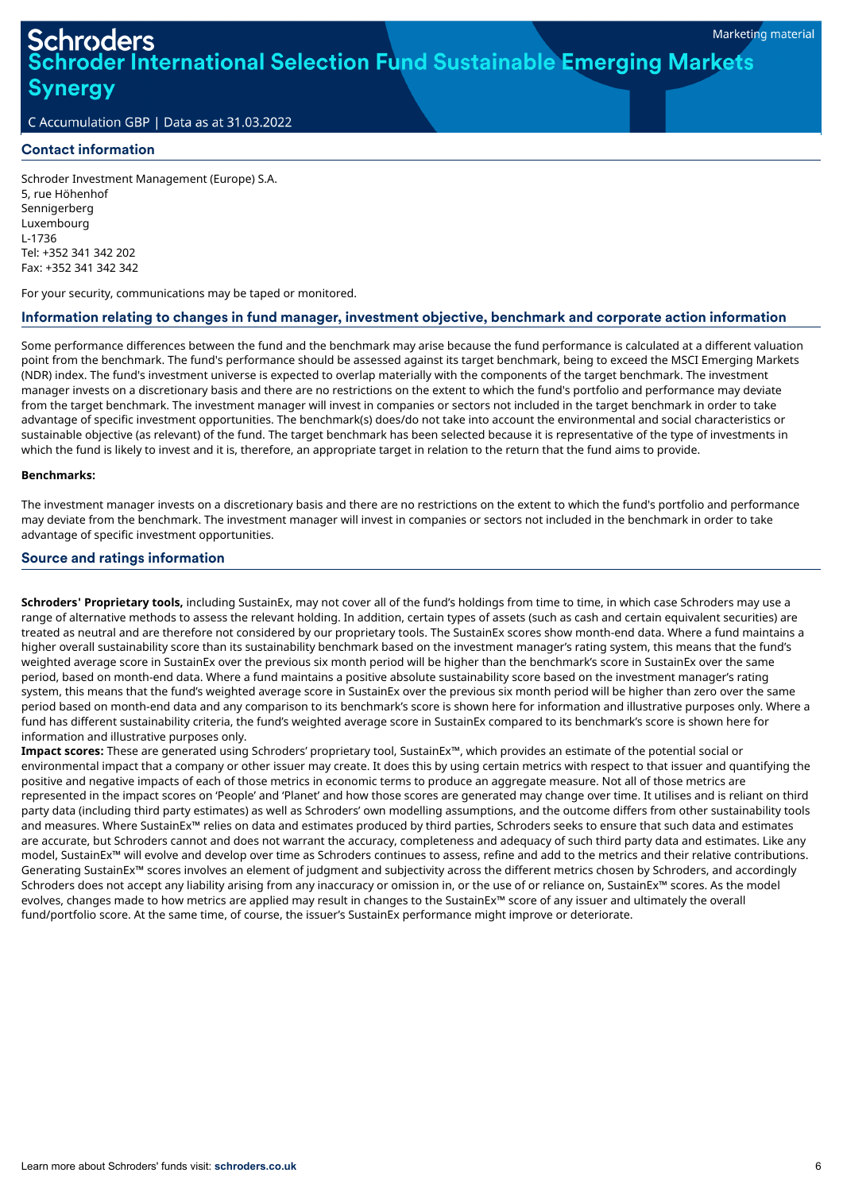# Schroders
# Schroder International Selection Fund Sustainable Emerging Markets Synergy

Marketing material

C Accumulation GBP | Data as at 31.03.2022

## Contact information

Schroder Investment Management (Europe) S.A.
5, rue Höhenhof
Sennigerberg
Luxembourg
L-1736
Tel: +352 341 342 202
Fax: +352 341 342 342

For your security, communications may be taped or monitored.

## Information relating to changes in fund manager, investment objective, benchmark and corporate action information

Some performance differences between the fund and the benchmark may arise because the fund performance is calculated at a different valuation point from the benchmark. The fund's performance should be assessed against its target benchmark, being to exceed the MSCI Emerging Markets (NDR) index. The fund's investment universe is expected to overlap materially with the components of the target benchmark. The investment manager invests on a discretionary basis and there are no restrictions on the extent to which the fund's portfolio and performance may deviate from the target benchmark. The investment manager will invest in companies or sectors not included in the target benchmark in order to take advantage of specific investment opportunities. The benchmark(s) does/do not take into account the environmental and social characteristics or sustainable objective (as relevant) of the fund. The target benchmark has been selected because it is representative of the type of investments in which the fund is likely to invest and it is, therefore, an appropriate target in relation to the return that the fund aims to provide.

**Benchmarks:**

The investment manager invests on a discretionary basis and there are no restrictions on the extent to which the fund's portfolio and performance may deviate from the benchmark. The investment manager will invest in companies or sectors not included in the benchmark in order to take advantage of specific investment opportunities.

## Source and ratings information

**Schroders' Proprietary tools,** including SustainEx, may not cover all of the fund's holdings from time to time, in which case Schroders may use a range of alternative methods to assess the relevant holding. In addition, certain types of assets (such as cash and certain equivalent securities) are treated as neutral and are therefore not considered by our proprietary tools. The SustainEx scores show month-end data. Where a fund maintains a higher overall sustainability score than its sustainability benchmark based on the investment manager's rating system, this means that the fund's weighted average score in SustainEx over the previous six month period will be higher than the benchmark's score in SustainEx over the same period, based on month-end data. Where a fund maintains a positive absolute sustainability score based on the investment manager's rating system, this means that the fund's weighted average score in SustainEx over the previous six month period will be higher than zero over the same period based on month-end data and any comparison to its benchmark's score is shown here for information and illustrative purposes only. Where a fund has different sustainability criteria, the fund's weighted average score in SustainEx compared to its benchmark's score is shown here for information and illustrative purposes only.
**Impact scores:** These are generated using Schroders' proprietary tool, SustainEx™, which provides an estimate of the potential social or environmental impact that a company or other issuer may create. It does this by using certain metrics with respect to that issuer and quantifying the positive and negative impacts of each of those metrics in economic terms to produce an aggregate measure. Not all of those metrics are represented in the impact scores on 'People' and 'Planet' and how those scores are generated may change over time. It utilises and is reliant on third party data (including third party estimates) as well as Schroders' own modelling assumptions, and the outcome differs from other sustainability tools and measures. Where SustainEx™ relies on data and estimates produced by third parties, Schroders seeks to ensure that such data and estimates are accurate, but Schroders cannot and does not warrant the accuracy, completeness and adequacy of such third party data and estimates. Like any model, SustainEx™ will evolve and develop over time as Schroders continues to assess, refine and add to the metrics and their relative contributions. Generating SustainEx™ scores involves an element of judgment and subjectivity across the different metrics chosen by Schroders, and accordingly Schroders does not accept any liability arising from any inaccuracy or omission in, or the use of or reliance on, SustainEx™ scores. As the model evolves, changes made to how metrics are applied may result in changes to the SustainEx™ score of any issuer and ultimately the overall fund/portfolio score. At the same time, of course, the issuer's SustainEx performance might improve or deteriorate.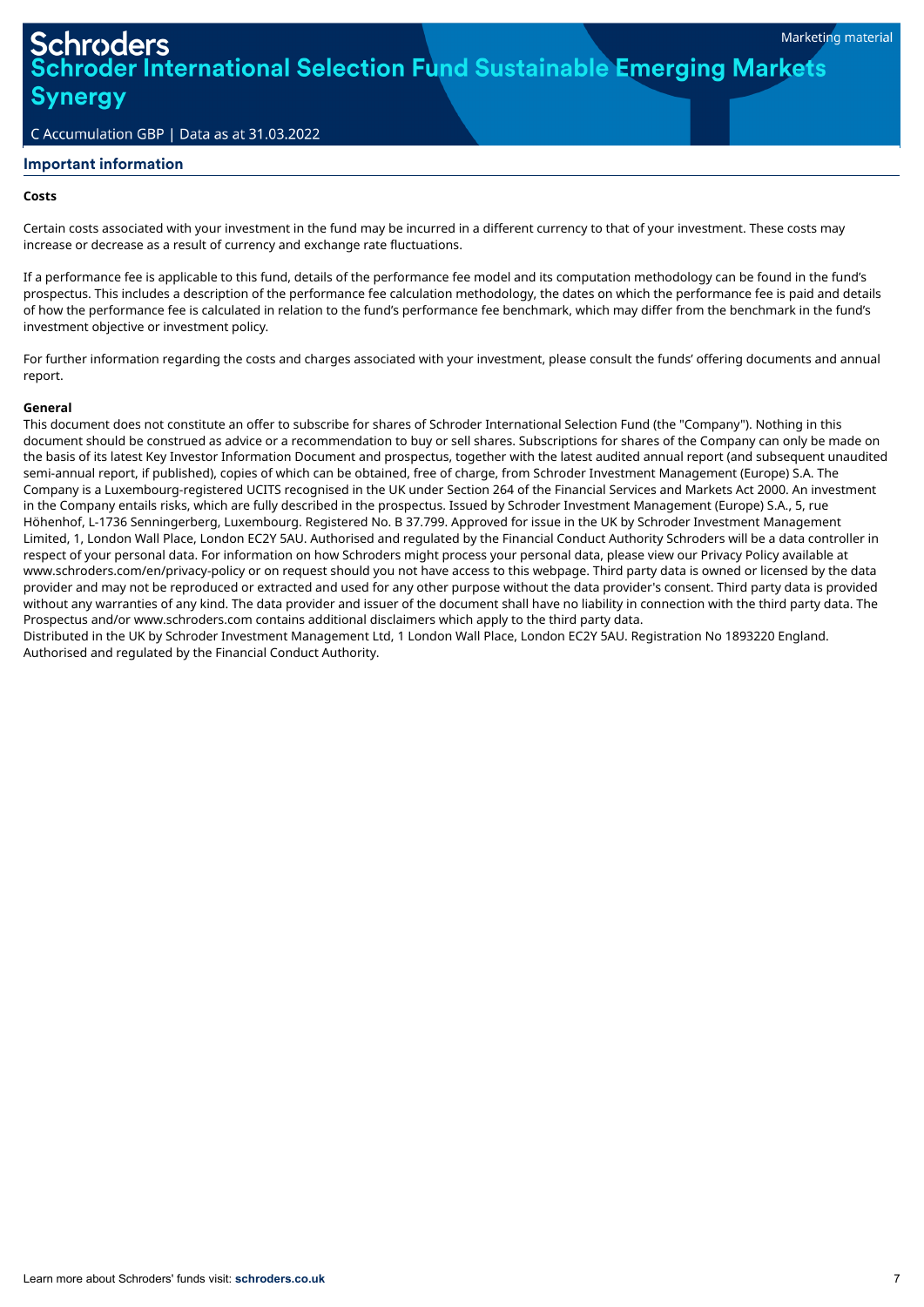Schroders

# Schroder International Selection Fund Sustainable Emerging Markets Synergy

C Accumulation GBP | Data as at 31.03.2022

Marketing material

## Important information

**Costs**

Certain costs associated with your investment in the fund may be incurred in a different currency to that of your investment. These costs may increase or decrease as a result of currency and exchange rate fluctuations.

If a performance fee is applicable to this fund, details of the performance fee model and its computation methodology can be found in the fund's prospectus. This includes a description of the performance fee calculation methodology, the dates on which the performance fee is paid and details of how the performance fee is calculated in relation to the fund's performance fee benchmark, which may differ from the benchmark in the fund's investment objective or investment policy.

For further information regarding the costs and charges associated with your investment, please consult the funds' offering documents and annual report.

**General**

This document does not constitute an offer to subscribe for shares of Schroder International Selection Fund (the "Company"). Nothing in this document should be construed as advice or a recommendation to buy or sell shares. Subscriptions for shares of the Company can only be made on the basis of its latest Key Investor Information Document and prospectus, together with the latest audited annual report (and subsequent unaudited semi-annual report, if published), copies of which can be obtained, free of charge, from Schroder Investment Management (Europe) S.A. The Company is a Luxembourg-registered UCITS recognised in the UK under Section 264 of the Financial Services and Markets Act 2000. An investment in the Company entails risks, which are fully described in the prospectus. Issued by Schroder Investment Management (Europe) S.A., 5, rue Höhenhof, L-1736 Senningerberg, Luxembourg. Registered No. B 37.799. Approved for issue in the UK by Schroder Investment Management Limited, 1, London Wall Place, London EC2Y 5AU. Authorised and regulated by the Financial Conduct Authority Schroders will be a data controller in respect of your personal data. For information on how Schroders might process your personal data, please view our Privacy Policy available at www.schroders.com/en/privacy-policy or on request should you not have access to this webpage. Third party data is owned or licensed by the data provider and may not be reproduced or extracted and used for any other purpose without the data provider's consent. Third party data is provided without any warranties of any kind. The data provider and issuer of the document shall have no liability in connection with the third party data. The Prospectus and/or www.schroders.com contains additional disclaimers which apply to the third party data.
Distributed in the UK by Schroder Investment Management Ltd, 1 London Wall Place, London EC2Y 5AU. Registration No 1893220 England. Authorised and regulated by the Financial Conduct Authority.

Learn more about Schroders' funds visit: **schroders.co.uk**